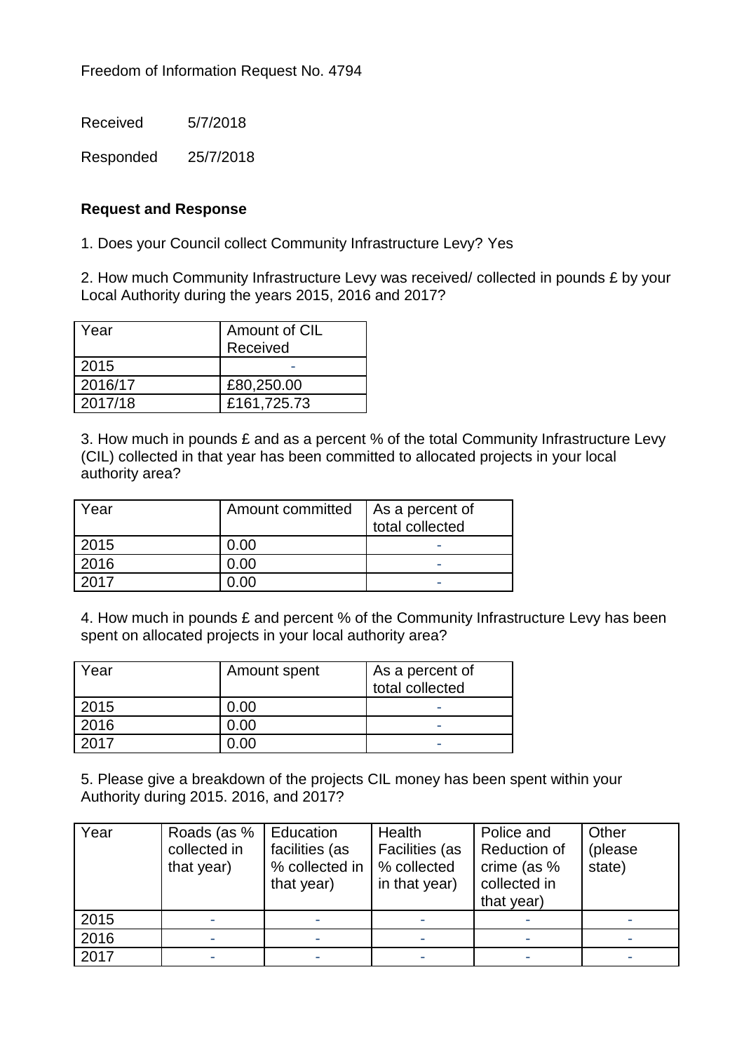Freedom of Information Request No. 4794

Received 5/7/2018

Responded 25/7/2018

**Request and Response**

1. Does your Council collect Community Infrastructure Levy? Yes

2. How much Community Infrastructure Levy was received/ collected in pounds £ by your Local Authority during the years 2015, 2016 and 2017?

| Year | Amount of CIL Received |
|---|---|
| 2015 | - |
| 2016/17 | £80,250.00 |
| 2017/18 | £161,725.73 |

3. How much in pounds £ and as a percent % of the total Community Infrastructure Levy (CIL) collected in that year has been committed to allocated projects in your local authority area?

| Year | Amount committed | As a percent of total collected |
|---|---|---|
| 2015 | 0.00 | - |
| 2016 | 0.00 | - |
| 2017 | 0.00 | - |

4. How much in pounds £ and percent % of the Community Infrastructure Levy has been spent on allocated projects in your local authority area?

| Year | Amount spent | As a percent of total collected |
|---|---|---|
| 2015 | 0.00 | - |
| 2016 | 0.00 | - |
| 2017 | 0.00 | - |

5. Please give a breakdown of the projects CIL money has been spent within your Authority during 2015. 2016, and 2017?

| Year | Roads (as % collected in that year) | Education facilities (as % collected in that year) | Health Facilities (as % collected in that year) | Police and Reduction of crime (as % collected in that year) | Other (please state) |
|---|---|---|---|---|---|
| 2015 | - | - | - | - | - |
| 2016 | - | - | - | - | - |
| 2017 | - | - | - | - | - |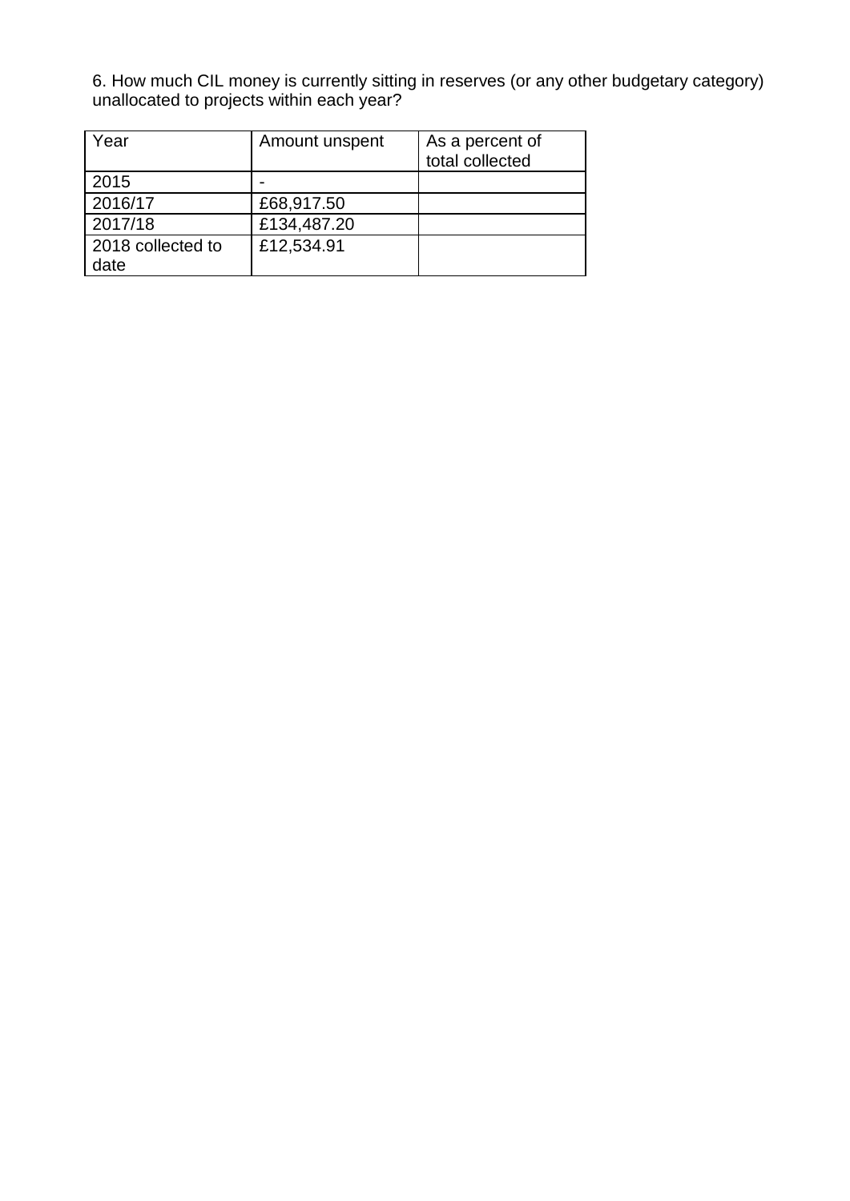6. How much CIL money is currently sitting in reserves (or any other budgetary category) unallocated to projects within each year?

| Year | Amount unspent | As a percent of total collected |
| --- | --- | --- |
| 2015 | - | |
| 2016/17 | £68,917.50 | |
| 2017/18 | £134,487.20 | |
| 2018 collected to date | £12,534.91 | |